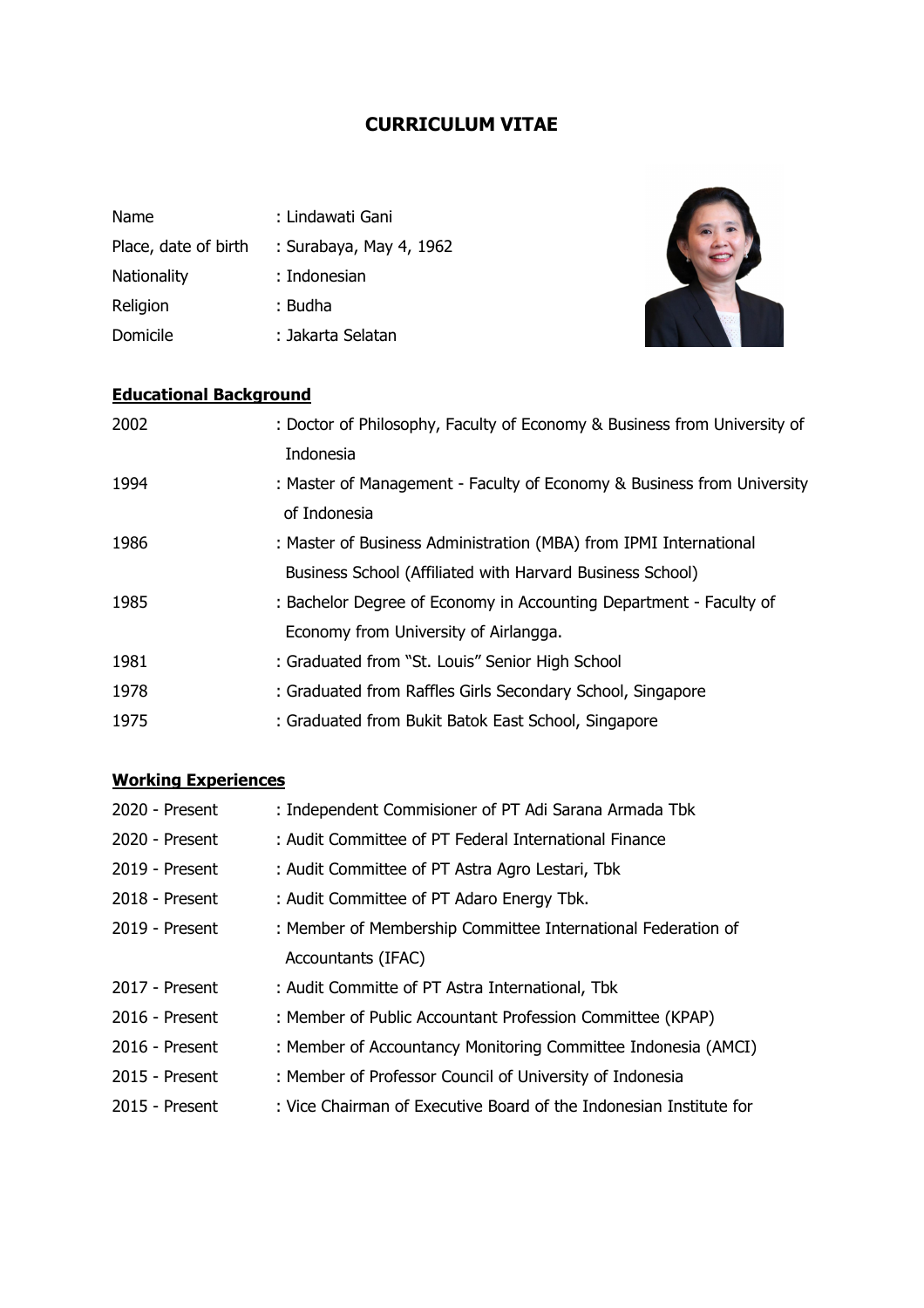# CURRICULUM VITAE

| | |
|---|---|
| Name | : Lindawati Gani |
| Place, date of birth | : Surabaya, May 4, 1962 |
| Nationality | : Indonesian |
| Religion | : Budha |
| Domicile | : Jakarta Selatan |

## Educational Background

| | |
|---|---|
| 2002 | : Doctor of Philosophy, Faculty of Economy & Business from University of Indonesia |
| 1994 | : Master of Management - Faculty of Economy & Business from University of Indonesia |
| 1986 | : Master of Business Administration (MBA) from IPMI International Business School (Affiliated with Harvard Business School) |
| 1985 | : Bachelor Degree of Economy in Accounting Department - Faculty of Economy from University of Airlangga. |
| 1981 | : Graduated from "St. Louis" Senior High School |
| 1978 | : Graduated from Raffles Girls Secondary School, Singapore |
| 1975 | : Graduated from Bukit Batok East School, Singapore |

## Working Experiences

| | |
|---|---|
| 2020 - Present | : Independent Commisioner of PT Adi Sarana Armada Tbk |
| 2020 - Present | : Audit Committee of PT Federal International Finance |
| 2019 - Present | : Audit Committee of PT Astra Agro Lestari, Tbk |
| 2018 - Present | : Audit Committee of PT Adaro Energy Tbk. |
| 2019 - Present | : Member of Membership Committee International Federation of Accountants (IFAC) |
| 2017 - Present | : Audit Committe of PT Astra International, Tbk |
| 2016 - Present | : Member of Public Accountant Profession Committee (KPAP) |
| 2016 - Present | : Member of Accountancy Monitoring Committee Indonesia (AMCI) |
| 2015 - Present | : Member of Professor Council of University of Indonesia |
| 2015 - Present | : Vice Chairman of Executive Board of the Indonesian Institute for |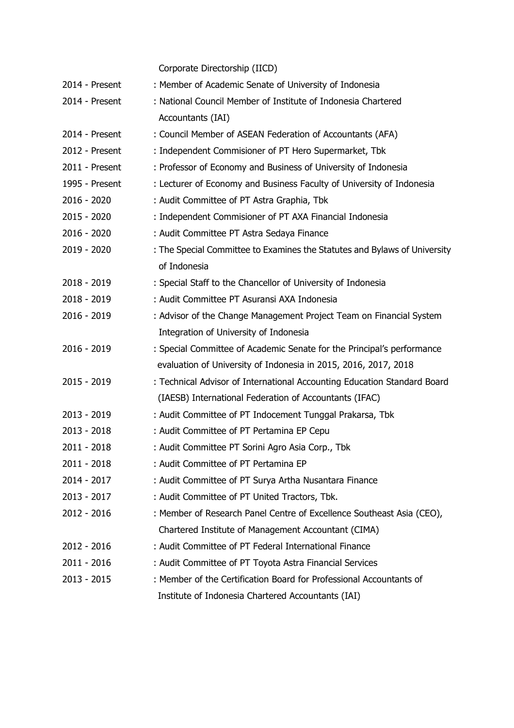Corporate Directorship (IICD)

| | |
|---|---|
| 2014 - Present | : Member of Academic Senate of University of Indonesia |
| 2014 - Present | : National Council Member of Institute of Indonesia Chartered Accountants (IAI) |
| 2014 - Present | : Council Member of ASEAN Federation of Accountants (AFA) |
| 2012 - Present | : Independent Commisioner of PT Hero Supermarket, Tbk |
| 2011 - Present | : Professor of Economy and Business of University of Indonesia |
| 1995 - Present | : Lecturer of Economy and Business Faculty of University of Indonesia |
| 2016 - 2020 | : Audit Committee of PT Astra Graphia, Tbk |
| 2015 - 2020 | : Independent Commisioner of PT AXA Financial Indonesia |
| 2016 - 2020 | : Audit Committee PT Astra Sedaya Finance |
| 2019 - 2020 | : The Special Committee to Examines the Statutes and Bylaws of University of Indonesia |
| 2018 - 2019 | : Special Staff to the Chancellor of University of Indonesia |
| 2018 - 2019 | : Audit Committee PT Asuransi AXA Indonesia |
| 2016 - 2019 | : Advisor of the Change Management Project Team on Financial System Integration of University of Indonesia |
| 2016 - 2019 | : Special Committee of Academic Senate for the Principal's performance evaluation of University of Indonesia in 2015, 2016, 2017, 2018 |
| 2015 - 2019 | : Technical Advisor of International Accounting Education Standard Board (IAESB) International Federation of Accountants (IFAC) |
| 2013 - 2019 | : Audit Committee of PT Indocement Tunggal Prakarsa, Tbk |
| 2013 - 2018 | : Audit Committee of PT Pertamina EP Cepu |
| 2011 - 2018 | : Audit Committee PT Sorini Agro Asia Corp., Tbk |
| 2011 - 2018 | : Audit Committee of PT Pertamina EP |
| 2014 - 2017 | : Audit Committee of PT Surya Artha Nusantara Finance |
| 2013 - 2017 | : Audit Committee of PT United Tractors, Tbk. |
| 2012 - 2016 | : Member of Research Panel Centre of Excellence Southeast Asia (CEO), Chartered Institute of Management Accountant (CIMA) |
| 2012 - 2016 | : Audit Committee of PT Federal International Finance |
| 2011 - 2016 | : Audit Committee of PT Toyota Astra Financial Services |
| 2013 - 2015 | : Member of the Certification Board for Professional Accountants of Institute of Indonesia Chartered Accountants (IAI) |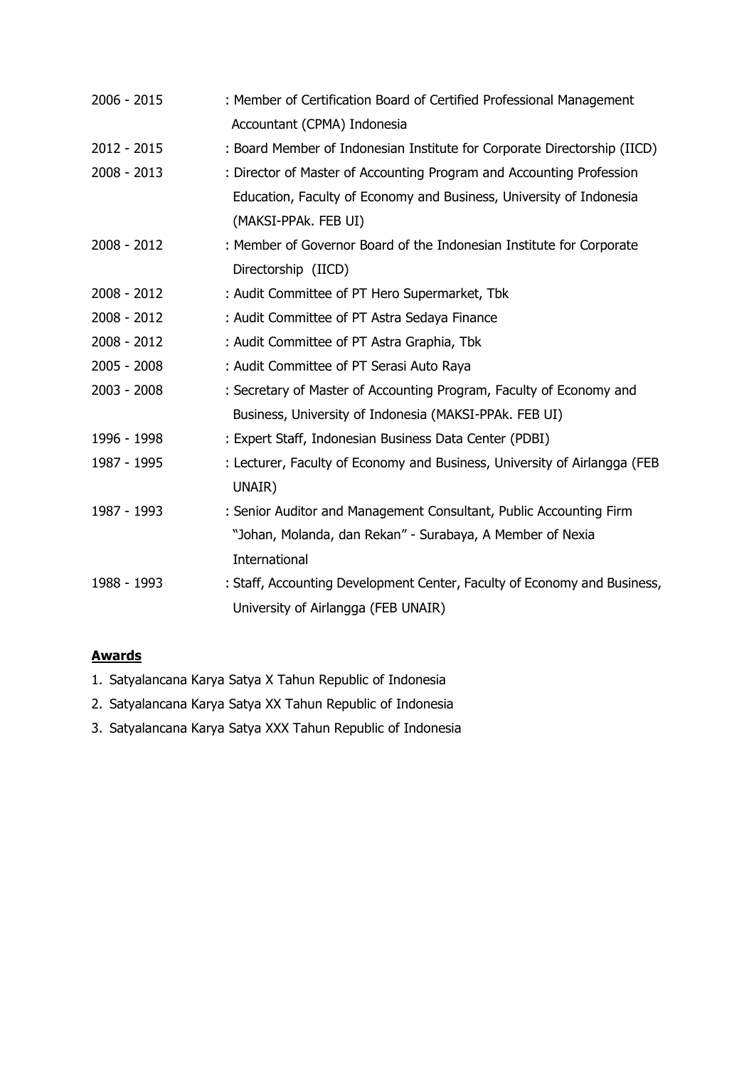| | |
|---|---|
| 2006 - 2015 | : Member of Certification Board of Certified Professional Management Accountant (CPMA) Indonesia |
| 2012 - 2015 | : Board Member of Indonesian Institute for Corporate Directorship (IICD) |
| 2008 - 2013 | : Director of Master of Accounting Program and Accounting Profession Education, Faculty of Economy and Business, University of Indonesia (MAKSI-PPAk. FEB UI) |
| 2008 - 2012 | : Member of Governor Board of the Indonesian Institute for Corporate Directorship (IICD) |
| 2008 - 2012 | : Audit Committee of PT Hero Supermarket, Tbk |
| 2008 - 2012 | : Audit Committee of PT Astra Sedaya Finance |
| 2008 - 2012 | : Audit Committee of PT Astra Graphia, Tbk |
| 2005 - 2008 | : Audit Committee of PT Serasi Auto Raya |
| 2003 - 2008 | : Secretary of Master of Accounting Program, Faculty of Economy and Business, University of Indonesia (MAKSI-PPAk. FEB UI) |
| 1996 - 1998 | : Expert Staff, Indonesian Business Data Center (PDBI) |
| 1987 - 1995 | : Lecturer, Faculty of Economy and Business, University of Airlangga (FEB UNAIR) |
| 1987 - 1993 | : Senior Auditor and Management Consultant, Public Accounting Firm "Johan, Molanda, dan Rekan" - Surabaya, A Member of Nexia International |
| 1988 - 1993 | : Staff, Accounting Development Center, Faculty of Economy and Business, University of Airlangga (FEB UNAIR) |

## Awards

1. Satyalancana Karya Satya X Tahun Republic of Indonesia
2. Satyalancana Karya Satya XX Tahun Republic of Indonesia
3. Satyalancana Karya Satya XXX Tahun Republic of Indonesia